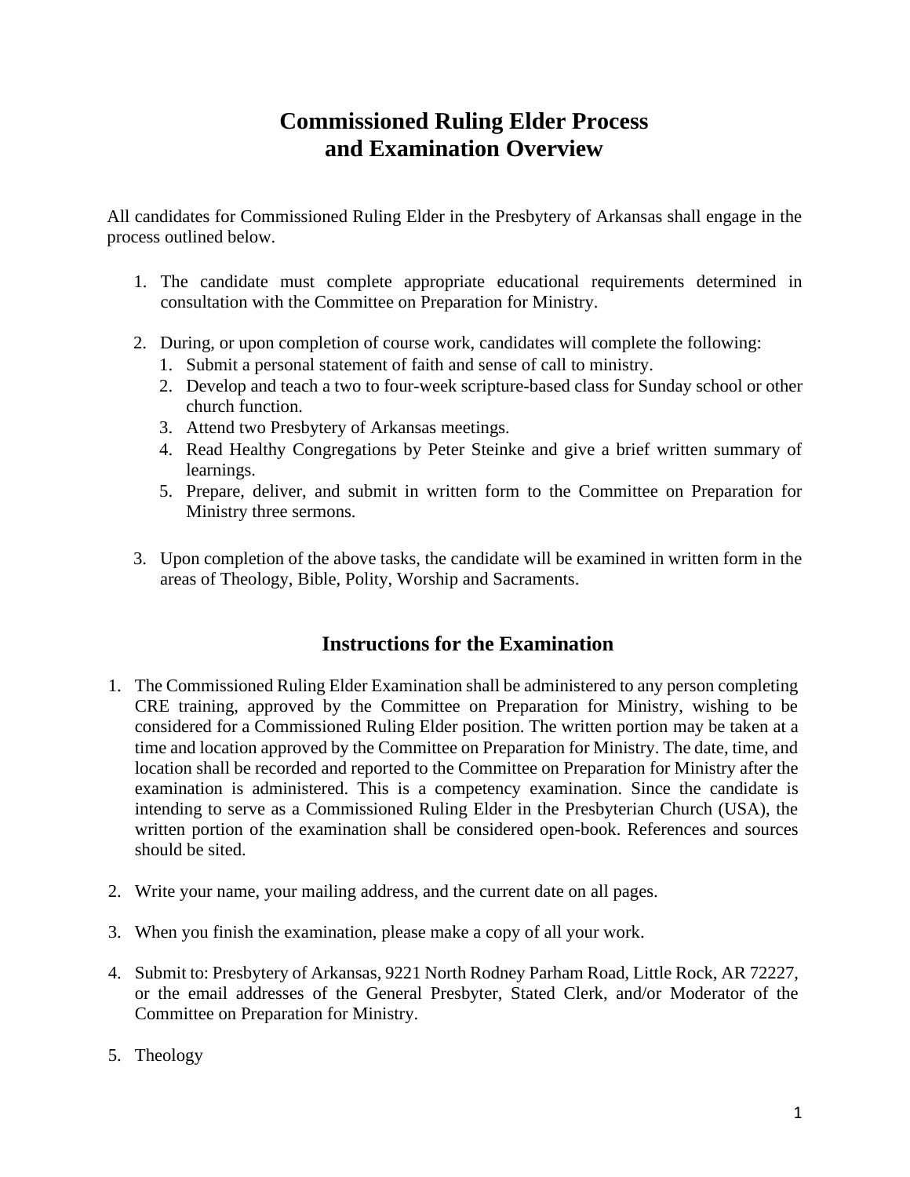# Commissioned Ruling Elder Process and Examination Overview

All candidates for Commissioned Ruling Elder in the Presbytery of Arkansas shall engage in the process outlined below.

1. The candidate must complete appropriate educational requirements determined in consultation with the Committee on Preparation for Ministry.

2. During, or upon completion of course work, candidates will complete the following:
   1. Submit a personal statement of faith and sense of call to ministry.
   2. Develop and teach a two to four-week scripture-based class for Sunday school or other church function.
   3. Attend two Presbytery of Arkansas meetings.
   4. Read Healthy Congregations by Peter Steinke and give a brief written summary of learnings.
   5. Prepare, deliver, and submit in written form to the Committee on Preparation for Ministry three sermons.

3. Upon completion of the above tasks, the candidate will be examined in written form in the areas of Theology, Bible, Polity, Worship and Sacraments.

## Instructions for the Examination

1. The Commissioned Ruling Elder Examination shall be administered to any person completing CRE training, approved by the Committee on Preparation for Ministry, wishing to be considered for a Commissioned Ruling Elder position. The written portion may be taken at a time and location approved by the Committee on Preparation for Ministry. The date, time, and location shall be recorded and reported to the Committee on Preparation for Ministry after the examination is administered. This is a competency examination. Since the candidate is intending to serve as a Commissioned Ruling Elder in the Presbyterian Church (USA), the written portion of the examination shall be considered open-book. References and sources should be sited.

2. Write your name, your mailing address, and the current date on all pages.

3. When you finish the examination, please make a copy of all your work.

4. Submit to: Presbytery of Arkansas, 9221 North Rodney Parham Road, Little Rock, AR 72227, or the email addresses of the General Presbyter, Stated Clerk, and/or Moderator of the Committee on Preparation for Ministry.

5. Theology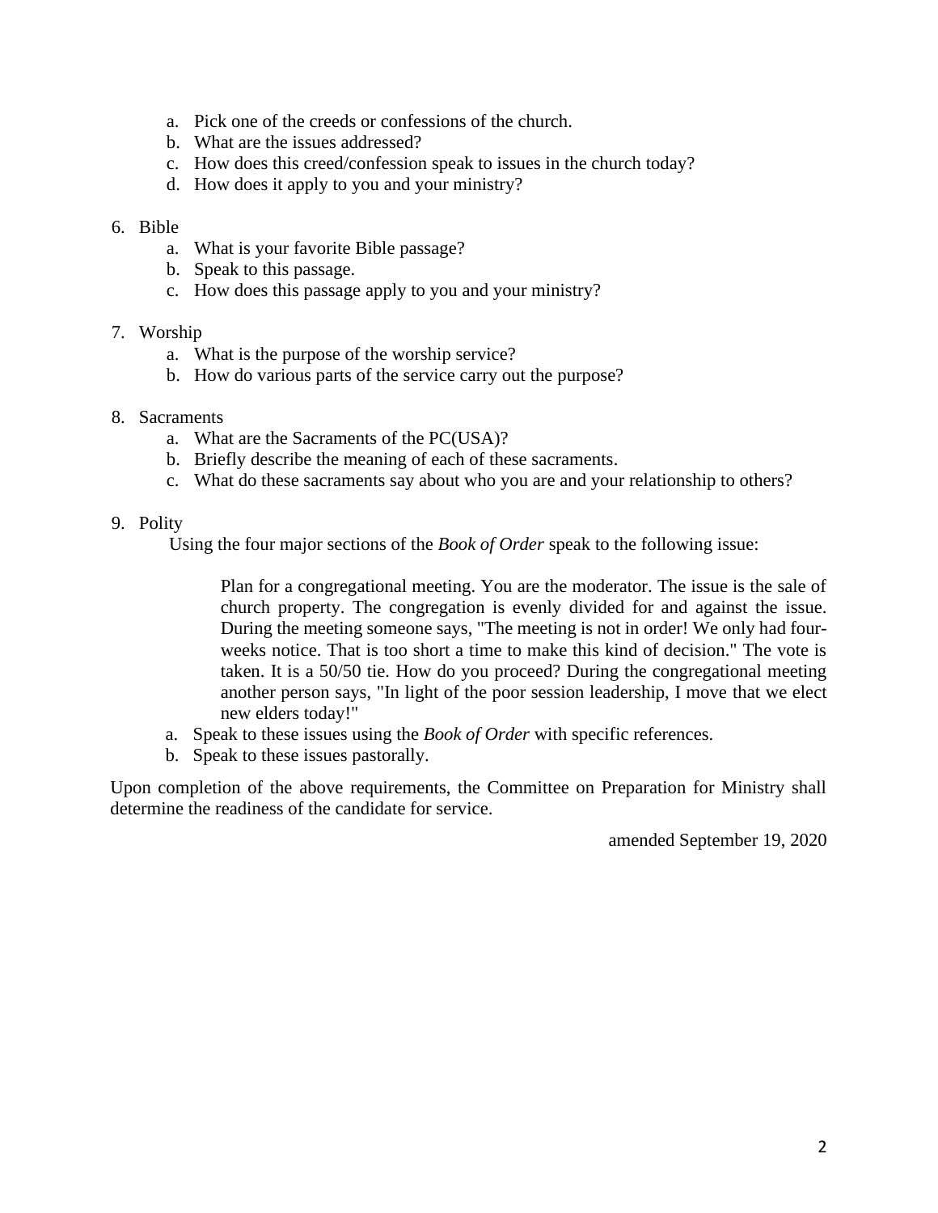a. Pick one of the creeds or confessions of the church.
   b. What are the issues addressed?
   c. How does this creed/confession speak to issues in the church today?
   d. How does it apply to you and your ministry?

6. Bible
   a. What is your favorite Bible passage?
   b. Speak to this passage.
   c. How does this passage apply to you and your ministry?

7. Worship
   a. What is the purpose of the worship service?
   b. How do various parts of the service carry out the purpose?

8. Sacraments
   a. What are the Sacraments of the PC(USA)?
   b. Briefly describe the meaning of each of these sacraments.
   c. What do these sacraments say about who you are and your relationship to others?

9. Polity

   Using the four major sections of the *Book of Order* speak to the following issue:

   > Plan for a congregational meeting. You are the moderator. The issue is the sale of church property. The congregation is evenly divided for and against the issue. During the meeting someone says, "The meeting is not in order! We only had four-weeks notice. That is too short a time to make this kind of decision." The vote is taken. It is a 50/50 tie. How do you proceed? During the congregational meeting another person says, "In light of the poor session leadership, I move that we elect new elders today!"

   a. Speak to these issues using the *Book of Order* with specific references.
   b. Speak to these issues pastorally.

Upon completion of the above requirements, the Committee on Preparation for Ministry shall determine the readiness of the candidate for service.

amended September 19, 2020